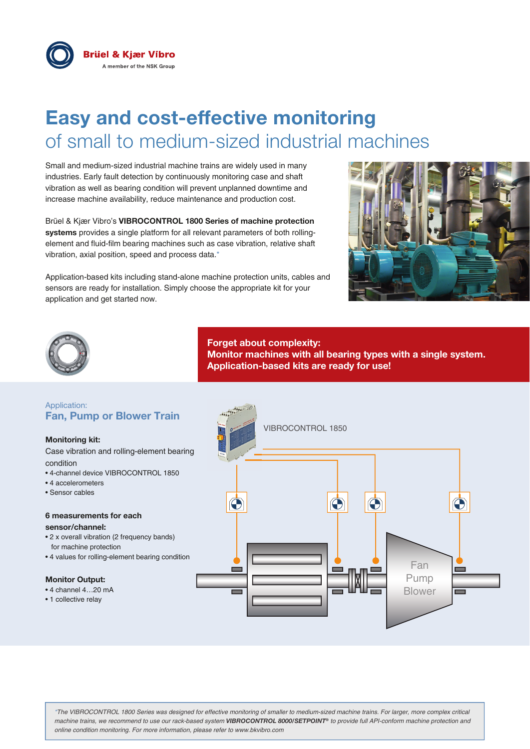# Easy and cost-effective monitoring
## of small to medium-sized industrial machines

Small and medium-sized industrial machine trains are widely used in many industries. Early fault detection by continuously monitoring case and shaft vibration as well as bearing condition will prevent unplanned downtime and increase machine availability, reduce maintenance and production cost.

Brüel & Kjær Vibro's **VIBROCONTROL 1800 Series of machine protection systems** provides a single platform for all relevant parameters of both rolling-element and fluid-film bearing machines such as case vibration, relative shaft vibration, axial position, speed and process data.*

Application-based kits including stand-alone machine protection units, cables and sensors are ready for installation. Simply choose the appropriate kit for your application and get started now.

**Forget about complexity:**
**Monitor machines with all bearing types with a single system.**
**Application-based kits are ready for use!**

Application:
### Fan, Pump or Blower Train

**Monitoring kit:**
Case vibration and rolling-element bearing condition

- 4-channel device VIBROCONTROL 1850
- 4 accelerometers
- Sensor cables

**6 measurements for each sensor/channel:**

- 2 x overall vibration (2 frequency bands) for machine protection
- 4 values for rolling-element bearing condition

**Monitor Output:**

- 4 channel 4…20 mA
- 1 collective relay

VIBROCONTROL 1850

Fan
Pump
Blower

*\*The VIBROCONTROL 1800 Series was designed for effective monitoring of smaller to medium-sized machine trains. For larger, more complex critical machine trains, we recommend to use our rack-based system **VIBROCONTROL 8000/SETPOINT®** to provide full API-conform machine protection and online condition monitoring. For more information, please refer to www.bkvibro.com*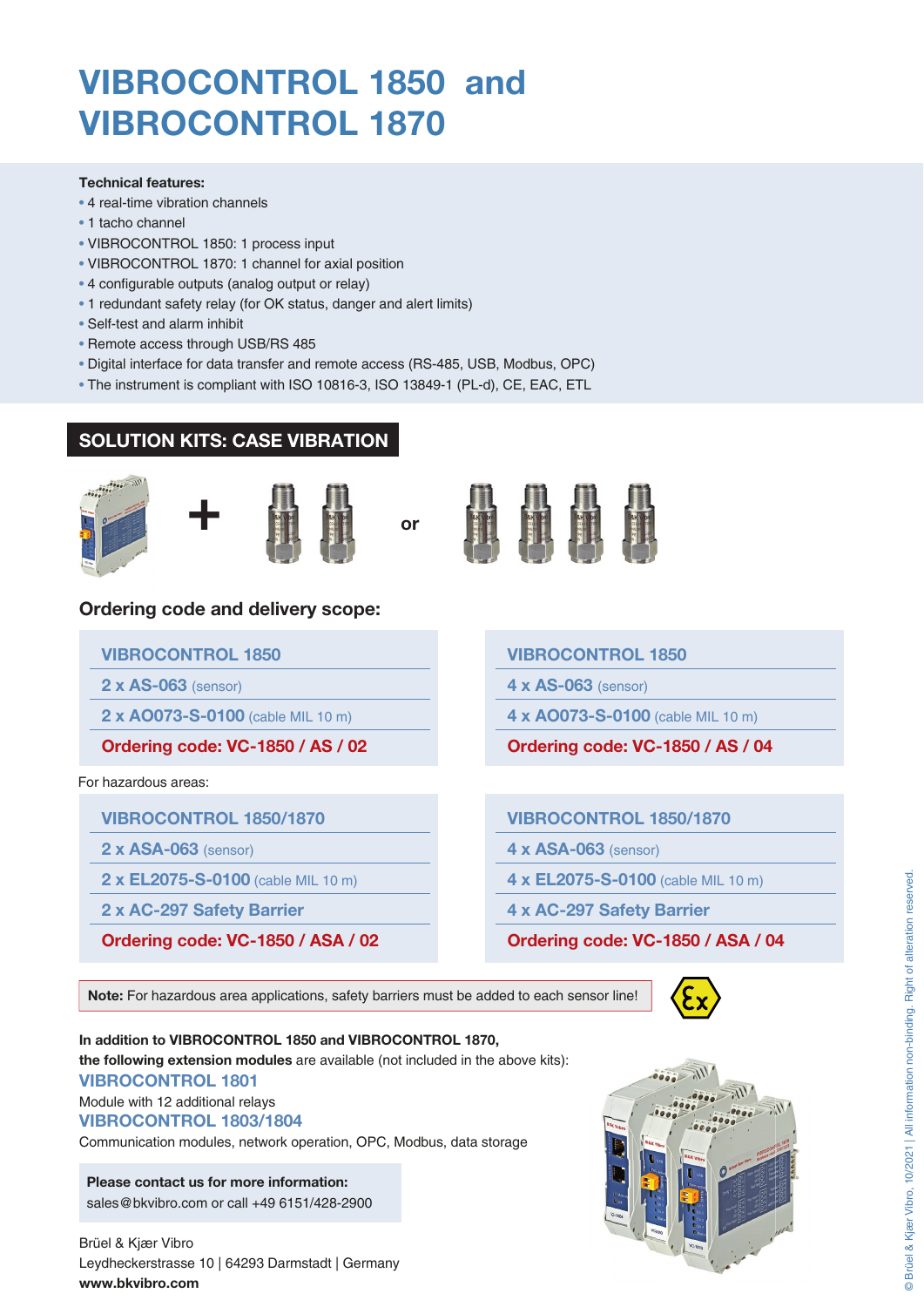# VIBROCONTROL 1850 and VIBROCONTROL 1870

**Technical features:**

- 4 real-time vibration channels
- 1 tacho channel
- VIBROCONTROL 1850: 1 process input
- VIBROCONTROL 1870: 1 channel for axial position
- 4 configurable outputs (analog output or relay)
- 1 redundant safety relay (for OK status, danger and alert limits)
- Self-test and alarm inhibit
- Remote access through USB/RS 485
- Digital interface for data transfer and remote access (RS-485, USB, Modbus, OPC)
- The instrument is compliant with ISO 10816-3, ISO 13849-1 (PL-d), CE, EAC, ETL

## SOLUTION KITS: CASE VIBRATION

+ or

### Ordering code and delivery scope:

| VIBROCONTROL 1850 |
|---|
| 2 x AS-063 (sensor) |
| 2 x AO073-S-0100 (cable MIL 10 m) |
| Ordering code: VC-1850 / AS / 02 |

| VIBROCONTROL 1850 |
|---|
| 4 x AS-063 (sensor) |
| 4 x AO073-S-0100 (cable MIL 10 m) |
| Ordering code: VC-1850 / AS / 04 |

For hazardous areas:

| VIBROCONTROL 1850/1870 |
|---|
| 2 x ASA-063 (sensor) |
| 2 x EL2075-S-0100 (cable MIL 10 m) |
| 2 x AC-297 Safety Barrier |
| Ordering code: VC-1850 / ASA / 02 |

| VIBROCONTROL 1850/1870 |
|---|
| 4 x ASA-063 (sensor) |
| 4 x EL2075-S-0100 (cable MIL 10 m) |
| 4 x AC-297 Safety Barrier |
| Ordering code: VC-1850 / ASA / 04 |

**Note:** For hazardous area applications, safety barriers must be added to each sensor line!

**In addition to VIBROCONTROL 1850 and VIBROCONTROL 1870, the following extension modules** are available (not included in the above kits):

**VIBROCONTROL 1801**
Module with 12 additional relays

**VIBROCONTROL 1803/1804**
Communication modules, network operation, OPC, Modbus, data storage

**Please contact us for more information:**
sales@bkvibro.com or call +49 6151/428-2900

Brüel & Kjær Vibro
Leydheckerstrasse 10 | 64293 Darmstadt | Germany
**www.bkvibro.com**

© Brüel & Kjær Vibro, 10/2021 | All information non-binding. Right of alteration reserved.